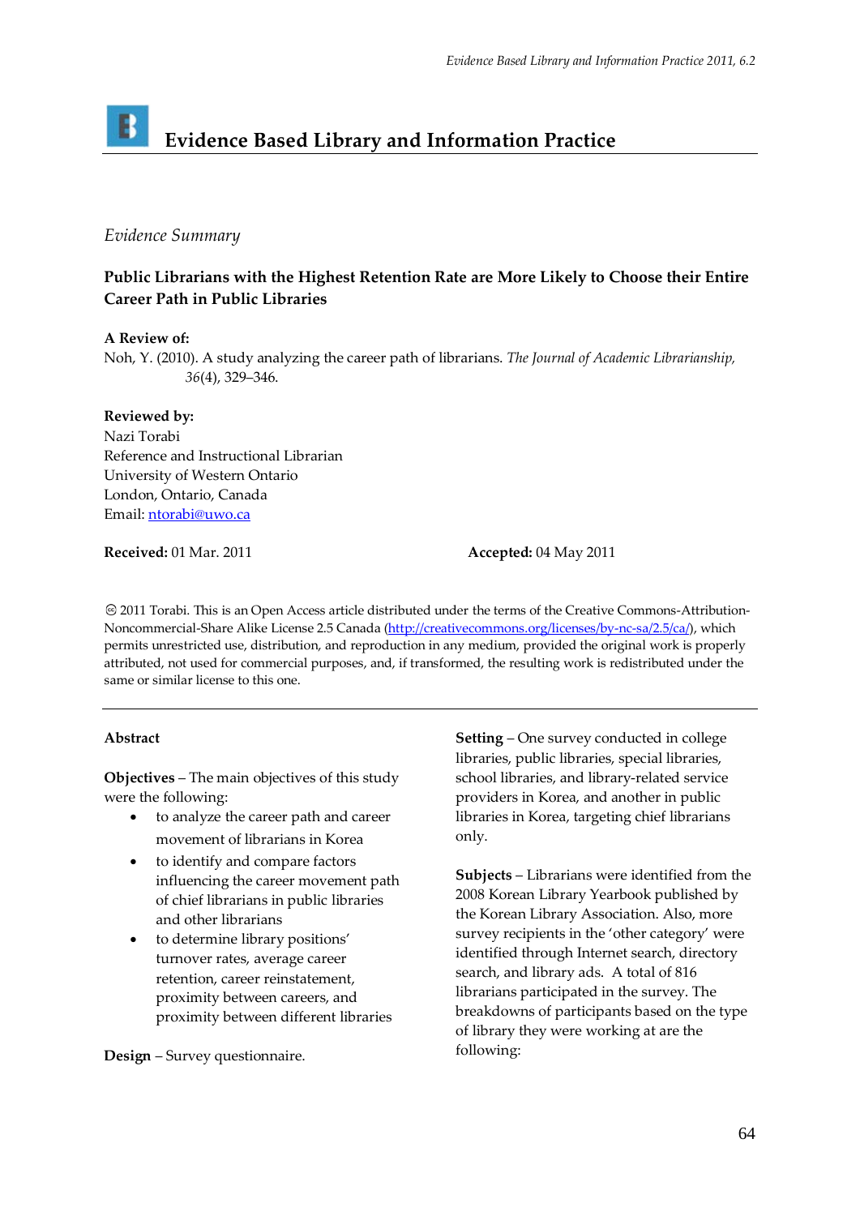# Evidence Based Library and Information Practice

*Evidence Summary*

## Public Librarians with the Highest Retention Rate are More Likely to Choose their Entire Career Path in Public Libraries

**A Review of:**

Noh, Y. (2010). A study analyzing the career path of librarians. *The Journal of Academic Librarianship, 36*(4), 329–346.

**Reviewed by:**

Nazi Torabi
Reference and Instructional Librarian
University of Western Ontario
London, Ontario, Canada
Email: [ntorabi@uwo.ca](mailto:ntorabi@uwo.ca)

**Received:** 01 Mar. 2011 **Accepted:** 04 May 2011

© 2011 Torabi. This is an Open Access article distributed under the terms of the Creative Commons-Attribution-Noncommercial-Share Alike License 2.5 Canada ([http://creativecommons.org/licenses/by-nc-sa/2.5/ca/](http://creativecommons.org/licenses/by-nc-sa/2.5/ca/)), which permits unrestricted use, distribution, and reproduction in any medium, provided the original work is properly attributed, not used for commercial purposes, and, if transformed, the resulting work is redistributed under the same or similar license to this one.

---

**Abstract**

**Objectives** – The main objectives of this study were the following:

- to analyze the career path and career movement of librarians in Korea
- to identify and compare factors influencing the career movement path of chief librarians in public libraries and other librarians
- to determine library positions' turnover rates, average career retention, career reinstatement, proximity between careers, and proximity between different libraries

**Design** – Survey questionnaire.

**Setting** – One survey conducted in college libraries, public libraries, special libraries, school libraries, and library-related service providers in Korea, and another in public libraries in Korea, targeting chief librarians only.

**Subjects** – Librarians were identified from the 2008 Korean Library Yearbook published by the Korean Library Association. Also, more survey recipients in the 'other category' were identified through Internet search, directory search, and library ads. A total of 816 librarians participated in the survey. The breakdowns of participants based on the type of library they were working at are the following: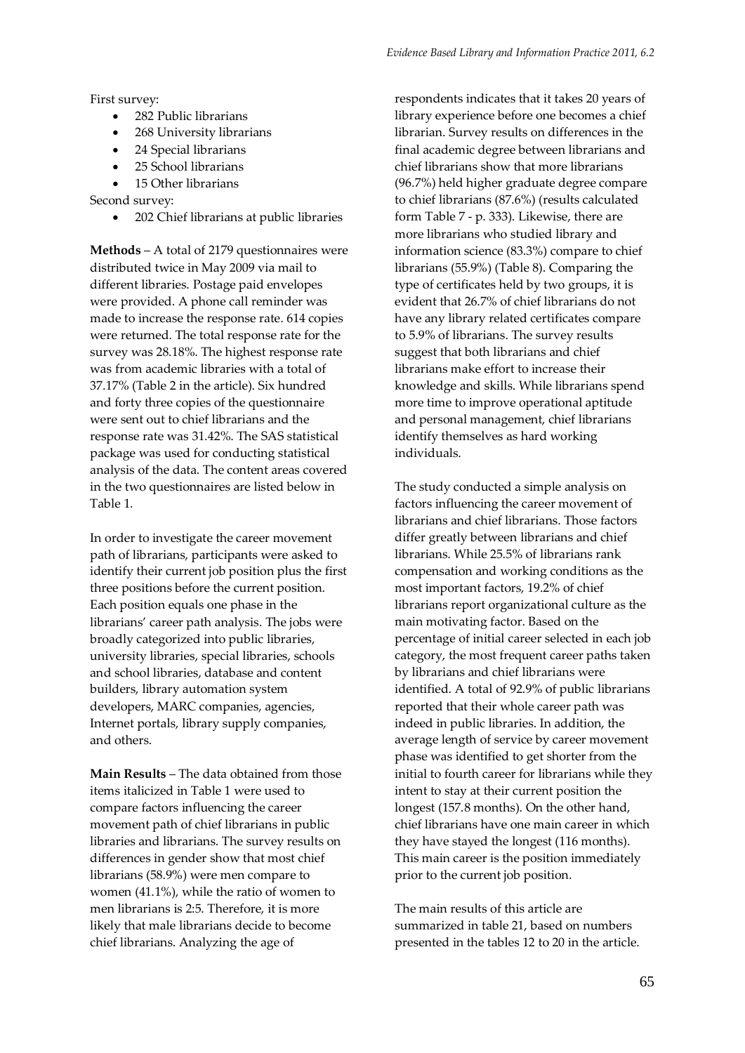First survey:

- 282 Public librarians
- 268 University librarians
- 24 Special librarians
- 25 School librarians
- 15 Other librarians

Second survey:

- 202 Chief librarians at public libraries

**Methods** – A total of 2179 questionnaires were distributed twice in May 2009 via mail to different libraries. Postage paid envelopes were provided. A phone call reminder was made to increase the response rate. 614 copies were returned. The total response rate for the survey was 28.18%. The highest response rate was from academic libraries with a total of 37.17% (Table 2 in the article). Six hundred and forty three copies of the questionnaire were sent out to chief librarians and the response rate was 31.42%. The SAS statistical package was used for conducting statistical analysis of the data. The content areas covered in the two questionnaires are listed below in Table 1.

In order to investigate the career movement path of librarians, participants were asked to identify their current job position plus the first three positions before the current position. Each position equals one phase in the librarians' career path analysis. The jobs were broadly categorized into public libraries, university libraries, special libraries, schools and school libraries, database and content builders, library automation system developers, MARC companies, agencies, Internet portals, library supply companies, and others.

**Main Results** – The data obtained from those items italicized in Table 1 were used to compare factors influencing the career movement path of chief librarians in public libraries and librarians. The survey results on differences in gender show that most chief librarians (58.9%) were men compare to women (41.1%), while the ratio of women to men librarians is 2:5. Therefore, it is more likely that male librarians decide to become chief librarians. Analyzing the age of respondents indicates that it takes 20 years of library experience before one becomes a chief librarian. Survey results on differences in the final academic degree between librarians and chief librarians show that more librarians (96.7%) held higher graduate degree compare to chief librarians (87.6%) (results calculated form Table 7 - p. 333). Likewise, there are more librarians who studied library and information science (83.3%) compare to chief librarians (55.9%) (Table 8). Comparing the type of certificates held by two groups, it is evident that 26.7% of chief librarians do not have any library related certificates compare to 5.9% of librarians. The survey results suggest that both librarians and chief librarians make effort to increase their knowledge and skills. While librarians spend more time to improve operational aptitude and personal management, chief librarians identify themselves as hard working individuals.

The study conducted a simple analysis on factors influencing the career movement of librarians and chief librarians. Those factors differ greatly between librarians and chief librarians. While 25.5% of librarians rank compensation and working conditions as the most important factors, 19.2% of chief librarians report organizational culture as the main motivating factor. Based on the percentage of initial career selected in each job category, the most frequent career paths taken by librarians and chief librarians were identified. A total of 92.9% of public librarians reported that their whole career path was indeed in public libraries. In addition, the average length of service by career movement phase was identified to get shorter from the initial to fourth career for librarians while they intent to stay at their current position the longest (157.8 months). On the other hand, chief librarians have one main career in which they have stayed the longest (116 months). This main career is the position immediately prior to the current job position.

The main results of this article are summarized in table 21, based on numbers presented in the tables 12 to 20 in the article.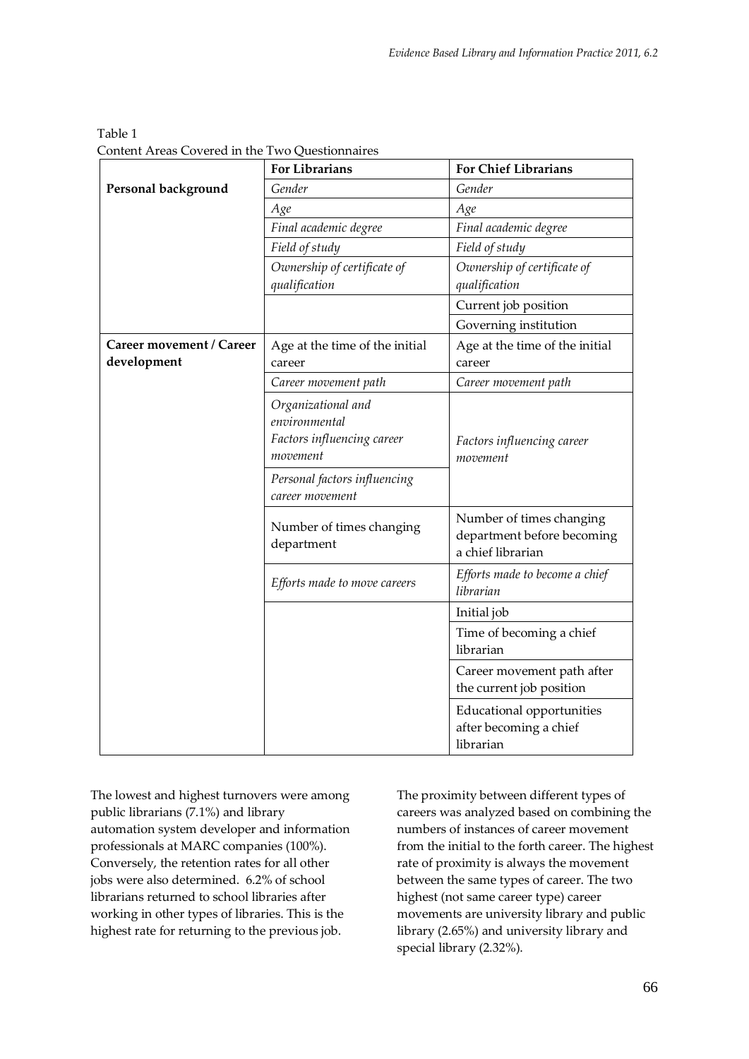Table 1
Content Areas Covered in the Two Questionnaires

| | For Librarians | For Chief Librarians |
|---|---|---|
| **Personal background** | *Gender* | *Gender* |
| | *Age* | *Age* |
| | *Final academic degree* | *Final academic degree* |
| | *Field of study* | *Field of study* |
| | *Ownership of certificate of qualification* | *Ownership of certificate of qualification* |
| | | Current job position |
| | | Governing institution |
| **Career movement / Career development** | Age at the time of the initial career | Age at the time of the initial career |
| | *Career movement path* | *Career movement path* |
| | *Organizational and environmental Factors influencing career movement* | *Factors influencing career movement* |
| | *Personal factors influencing career movement* | |
| | Number of times changing department | Number of times changing department before becoming a chief librarian |
| | *Efforts made to move careers* | *Efforts made to become a chief librarian* |
| | | Initial job |
| | | Time of becoming a chief librarian |
| | | Career movement path after the current job position |
| | | Educational opportunities after becoming a chief librarian |

The lowest and highest turnovers were among public librarians (7.1%) and library automation system developer and information professionals at MARC companies (100%). Conversely, the retention rates for all other jobs were also determined. 6.2% of school librarians returned to school libraries after working in other types of libraries. This is the highest rate for returning to the previous job.

The proximity between different types of careers was analyzed based on combining the numbers of instances of career movement from the initial to the forth career. The highest rate of proximity is always the movement between the same types of career. The two highest (not same career type) career movements are university library and public library (2.65%) and university library and special library (2.32%).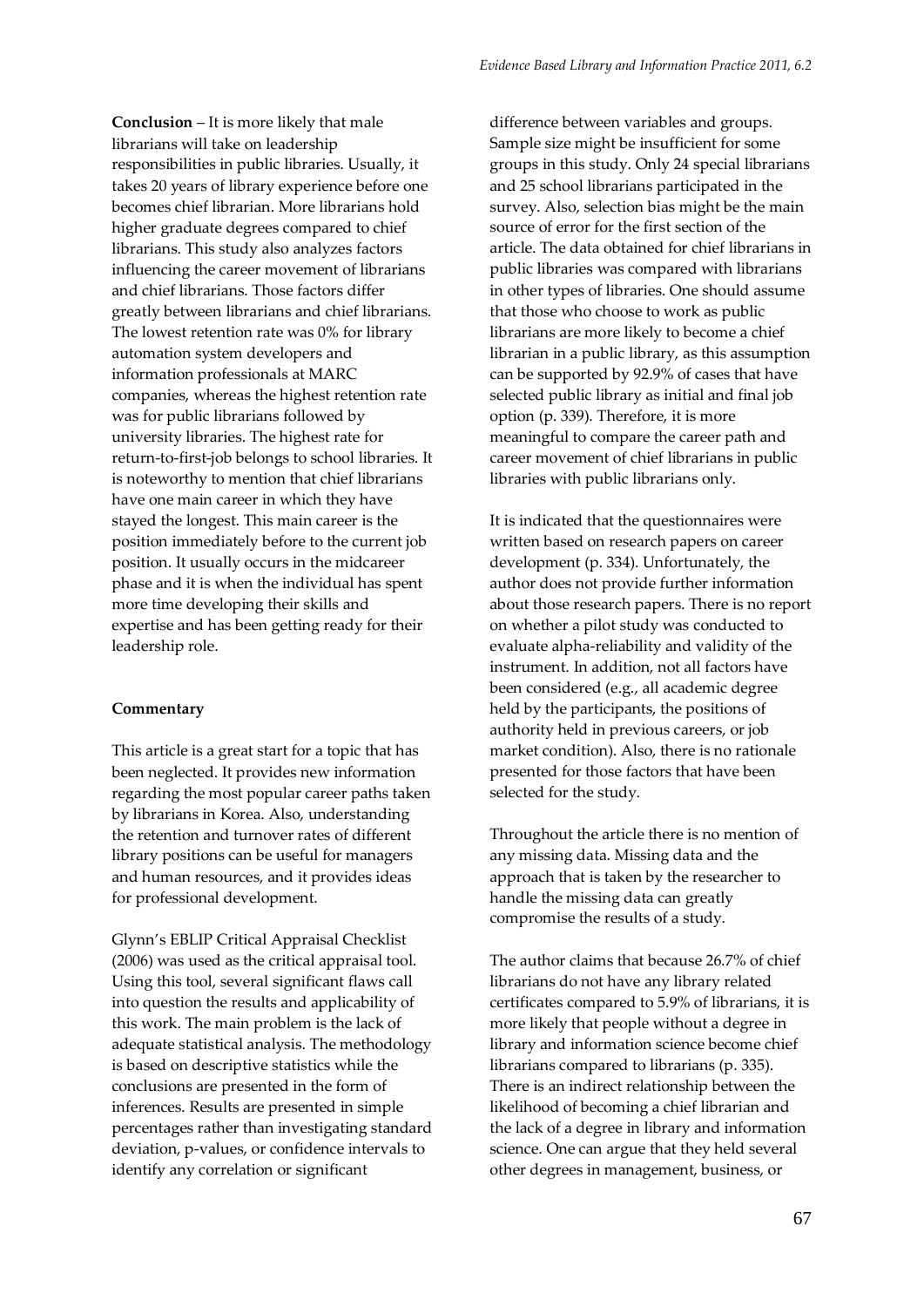**Conclusion** – It is more likely that male librarians will take on leadership responsibilities in public libraries. Usually, it takes 20 years of library experience before one becomes chief librarian. More librarians hold higher graduate degrees compared to chief librarians. This study also analyzes factors influencing the career movement of librarians and chief librarians. Those factors differ greatly between librarians and chief librarians. The lowest retention rate was 0% for library automation system developers and information professionals at MARC companies, whereas the highest retention rate was for public librarians followed by university libraries. The highest rate for return-to-first-job belongs to school libraries. It is noteworthy to mention that chief librarians have one main career in which they have stayed the longest. This main career is the position immediately before to the current job position. It usually occurs in the midcareer phase and it is when the individual has spent more time developing their skills and expertise and has been getting ready for their leadership role.

**Commentary**

This article is a great start for a topic that has been neglected. It provides new information regarding the most popular career paths taken by librarians in Korea. Also, understanding the retention and turnover rates of different library positions can be useful for managers and human resources, and it provides ideas for professional development.

Glynn's EBLIP Critical Appraisal Checklist (2006) was used as the critical appraisal tool. Using this tool, several significant flaws call into question the results and applicability of this work. The main problem is the lack of adequate statistical analysis. The methodology is based on descriptive statistics while the conclusions are presented in the form of inferences. Results are presented in simple percentages rather than investigating standard deviation, p-values, or confidence intervals to identify any correlation or significant difference between variables and groups. Sample size might be insufficient for some groups in this study. Only 24 special librarians and 25 school librarians participated in the survey. Also, selection bias might be the main source of error for the first section of the article. The data obtained for chief librarians in public libraries was compared with librarians in other types of libraries. One should assume that those who choose to work as public librarians are more likely to become a chief librarian in a public library, as this assumption can be supported by 92.9% of cases that have selected public library as initial and final job option (p. 339). Therefore, it is more meaningful to compare the career path and career movement of chief librarians in public libraries with public librarians only.

It is indicated that the questionnaires were written based on research papers on career development (p. 334). Unfortunately, the author does not provide further information about those research papers. There is no report on whether a pilot study was conducted to evaluate alpha-reliability and validity of the instrument. In addition, not all factors have been considered (e.g., all academic degree held by the participants, the positions of authority held in previous careers, or job market condition). Also, there is no rationale presented for those factors that have been selected for the study.

Throughout the article there is no mention of any missing data. Missing data and the approach that is taken by the researcher to handle the missing data can greatly compromise the results of a study.

The author claims that because 26.7% of chief librarians do not have any library related certificates compared to 5.9% of librarians, it is more likely that people without a degree in library and information science become chief librarians compared to librarians (p. 335). There is an indirect relationship between the likelihood of becoming a chief librarian and the lack of a degree in library and information science. One can argue that they held several other degrees in management, business, or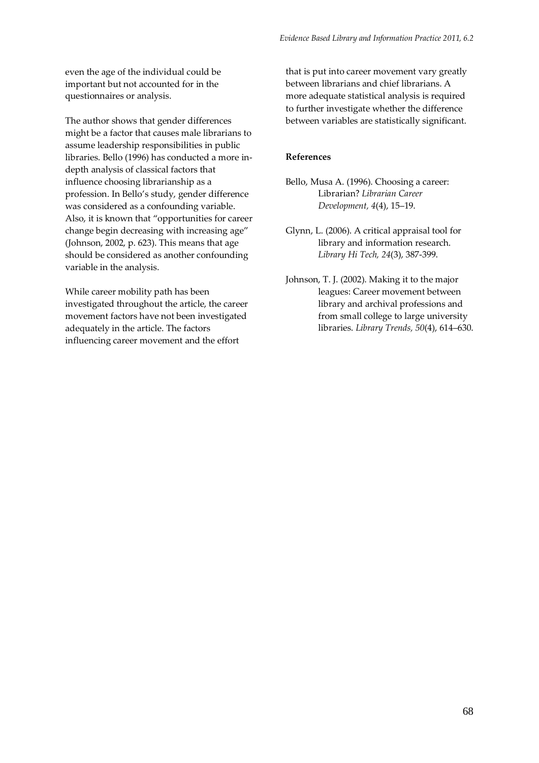even the age of the individual could be important but not accounted for in the questionnaires or analysis.

The author shows that gender differences might be a factor that causes male librarians to assume leadership responsibilities in public libraries. Bello (1996) has conducted a more in-depth analysis of classical factors that influence choosing librarianship as a profession. In Bello's study, gender difference was considered as a confounding variable. Also, it is known that "opportunities for career change begin decreasing with increasing age" (Johnson, 2002, p. 623). This means that age should be considered as another confounding variable in the analysis.

While career mobility path has been investigated throughout the article, the career movement factors have not been investigated adequately in the article. The factors influencing career movement and the effort that is put into career movement vary greatly between librarians and chief librarians. A more adequate statistical analysis is required to further investigate whether the difference between variables are statistically significant.

**References**

Bello, Musa A. (1996). Choosing a career: Librarian? *Librarian Career Development, 4*(4), 15–19.

Glynn, L. (2006). A critical appraisal tool for library and information research. *Library Hi Tech, 24*(3), 387-399.

Johnson, T. J. (2002). Making it to the major leagues: Career movement between library and archival professions and from small college to large university libraries. *Library Trends, 50*(4), 614–630.